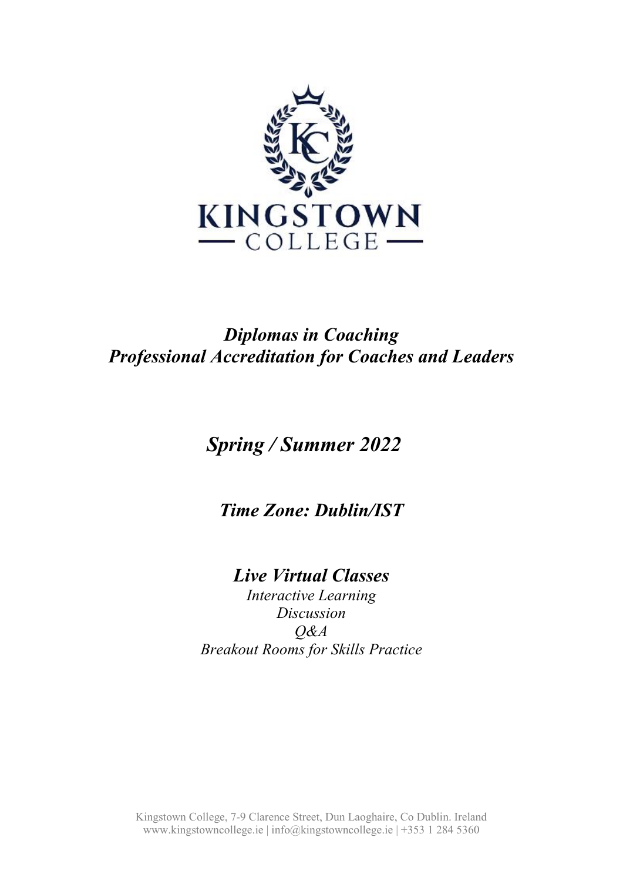KINGSTOWN COLLEGE

# *Diplomas in Coaching*
# *Professional Accreditation for Coaches and Leaders*

## *Spring / Summer 2022*

### *Time Zone: Dublin/IST*

## *Live Virtual Classes*

*Interactive Learning*
*Discussion*
*Q&A*
*Breakout Rooms for Skills Practice*

Kingstown College, 7-9 Clarence Street, Dun Laoghaire, Co Dublin. Ireland
www.kingstowncollege.ie | info@kingstowncollege.ie | +353 1 284 5360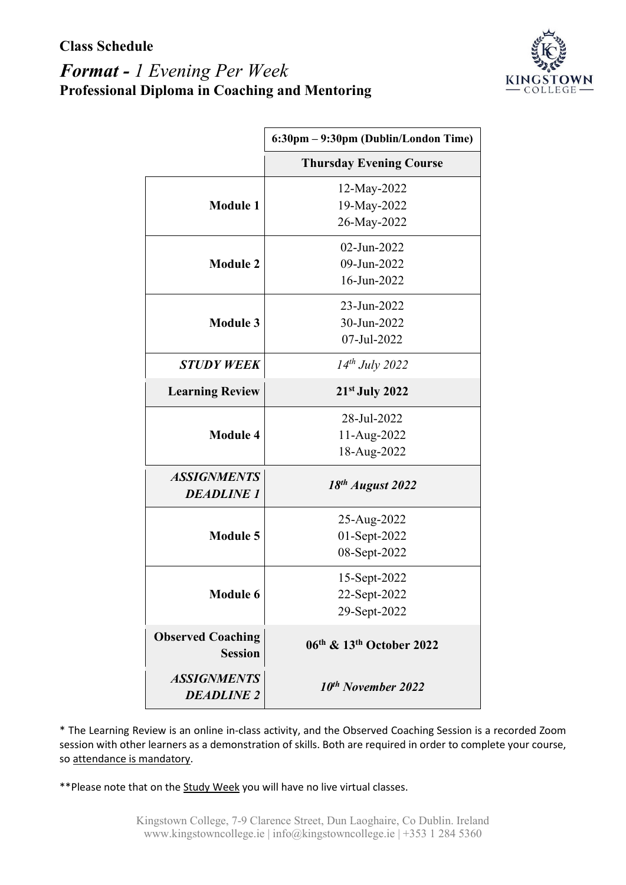**Class Schedule**

## ***Format -*** *1 Evening Per Week*

**Professional Diploma in Coaching and Mentoring**

| | **6:30pm – 9:30pm (Dublin/London Time)** |
|---|---|
| | **Thursday Evening Course** |
| **Module 1** | 12-May-2022<br>19-May-2022<br>26-May-2022 |
| **Module 2** | 02-Jun-2022<br>09-Jun-2022<br>16-Jun-2022 |
| **Module 3** | 23-Jun-2022<br>30-Jun-2022<br>07-Jul-2022 |
| ***STUDY WEEK*** | *14th July 2022* |
| **Learning Review** | **21st July 2022** |
| **Module 4** | 28-Jul-2022<br>11-Aug-2022<br>18-Aug-2022 |
| ***ASSIGNMENTS DEADLINE 1*** | ***18th August 2022*** |
| **Module 5** | 25-Aug-2022<br>01-Sept-2022<br>08-Sept-2022 |
| **Module 6** | 15-Sept-2022<br>22-Sept-2022<br>29-Sept-2022 |
| **Observed Coaching Session** | **06th & 13th October 2022** |
| ***ASSIGNMENTS DEADLINE 2*** | ***10th November 2022*** |

* The Learning Review is an online in-class activity, and the Observed Coaching Session is a recorded Zoom session with other learners as a demonstration of skills. Both are required in order to complete your course, so attendance is mandatory.

**Please note that on the Study Week you will have no live virtual classes.

Kingstown College, 7-9 Clarence Street, Dun Laoghaire, Co Dublin. Ireland
www.kingstowncollege.ie | info@kingstowncollege.ie | +353 1 284 5360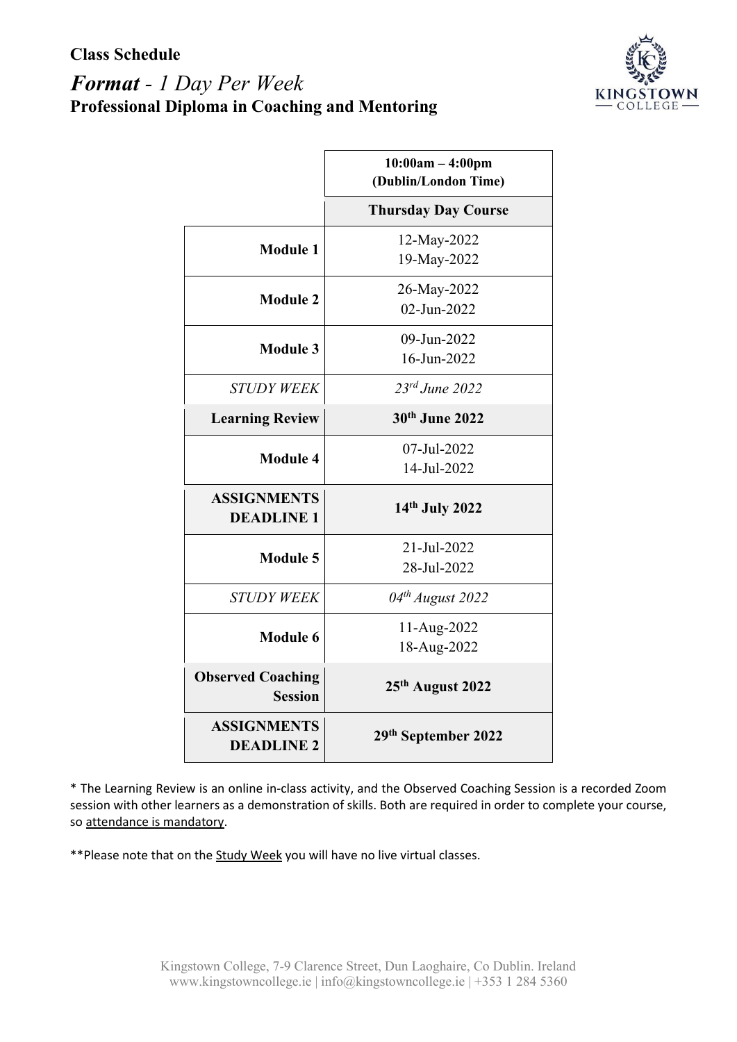**Class Schedule**

***Format*** *- 1 Day Per Week*

**Professional Diploma in Coaching and Mentoring**

| | **10:00am – 4:00pm (Dublin/London Time)** |
|---|---|
| | **Thursday Day Course** |
| **Module 1** | 12-May-2022<br>19-May-2022 |
| **Module 2** | 26-May-2022<br>02-Jun-2022 |
| **Module 3** | 09-Jun-2022<br>16-Jun-2022 |
| *STUDY WEEK* | *23rd June 2022* |
| **Learning Review** | **30th June 2022** |
| **Module 4** | 07-Jul-2022<br>14-Jul-2022 |
| **ASSIGNMENTS DEADLINE 1** | **14th July 2022** |
| **Module 5** | 21-Jul-2022<br>28-Jul-2022 |
| *STUDY WEEK* | *04th August 2022* |
| **Module 6** | 11-Aug-2022<br>18-Aug-2022 |
| **Observed Coaching Session** | **25th August 2022** |
| **ASSIGNMENTS DEADLINE 2** | **29th September 2022** |

* The Learning Review is an online in-class activity, and the Observed Coaching Session is a recorded Zoom session with other learners as a demonstration of skills. Both are required in order to complete your course, so attendance is mandatory.

**Please note that on the Study Week you will have no live virtual classes.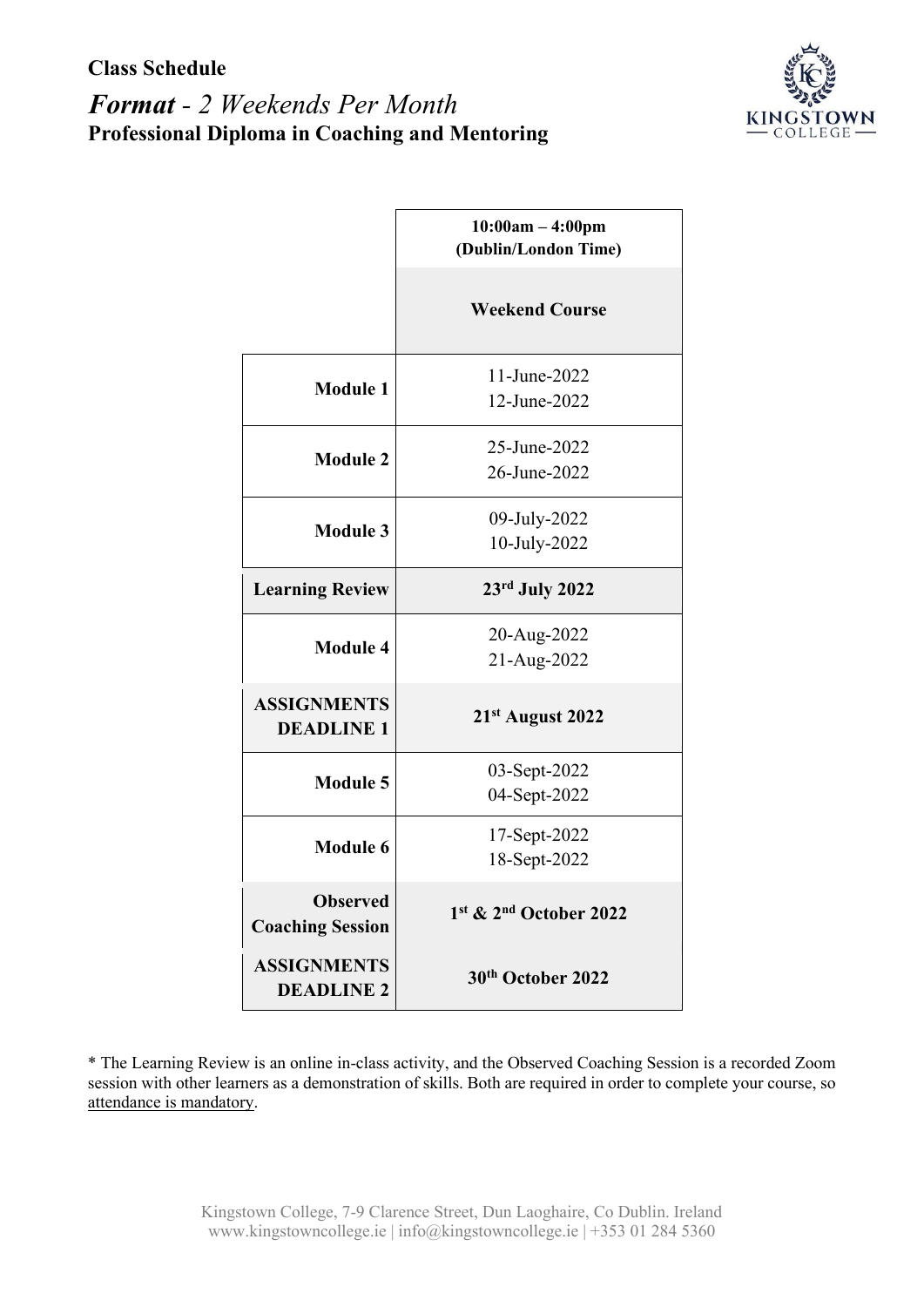**Class Schedule**

# ***Format** - 2 Weekends Per Month*

**Professional Diploma in Coaching and Mentoring**

| | **10:00am – 4:00pm (Dublin/London Time)** |
|---|---|
| | **Weekend Course** |
| **Module 1** | 11-June-2022<br>12-June-2022 |
| **Module 2** | 25-June-2022<br>26-June-2022 |
| **Module 3** | 09-July-2022<br>10-July-2022 |
| **Learning Review** | **23rd July 2022** |
| **Module 4** | 20-Aug-2022<br>21-Aug-2022 |
| **ASSIGNMENTS DEADLINE 1** | **21st August 2022** |
| **Module 5** | 03-Sept-2022<br>04-Sept-2022 |
| **Module 6** | 17-Sept-2022<br>18-Sept-2022 |
| **Observed Coaching Session** | **1st & 2nd October 2022** |
| **ASSIGNMENTS DEADLINE 2** | **30th October 2022** |

* The Learning Review is an online in-class activity, and the Observed Coaching Session is a recorded Zoom session with other learners as a demonstration of skills. Both are required in order to complete your course, so <u>attendance is mandatory</u>.

Kingstown College, 7-9 Clarence Street, Dun Laoghaire, Co Dublin. Ireland
www.kingstowncollege.ie | info@kingstowncollege.ie | +353 01 284 5360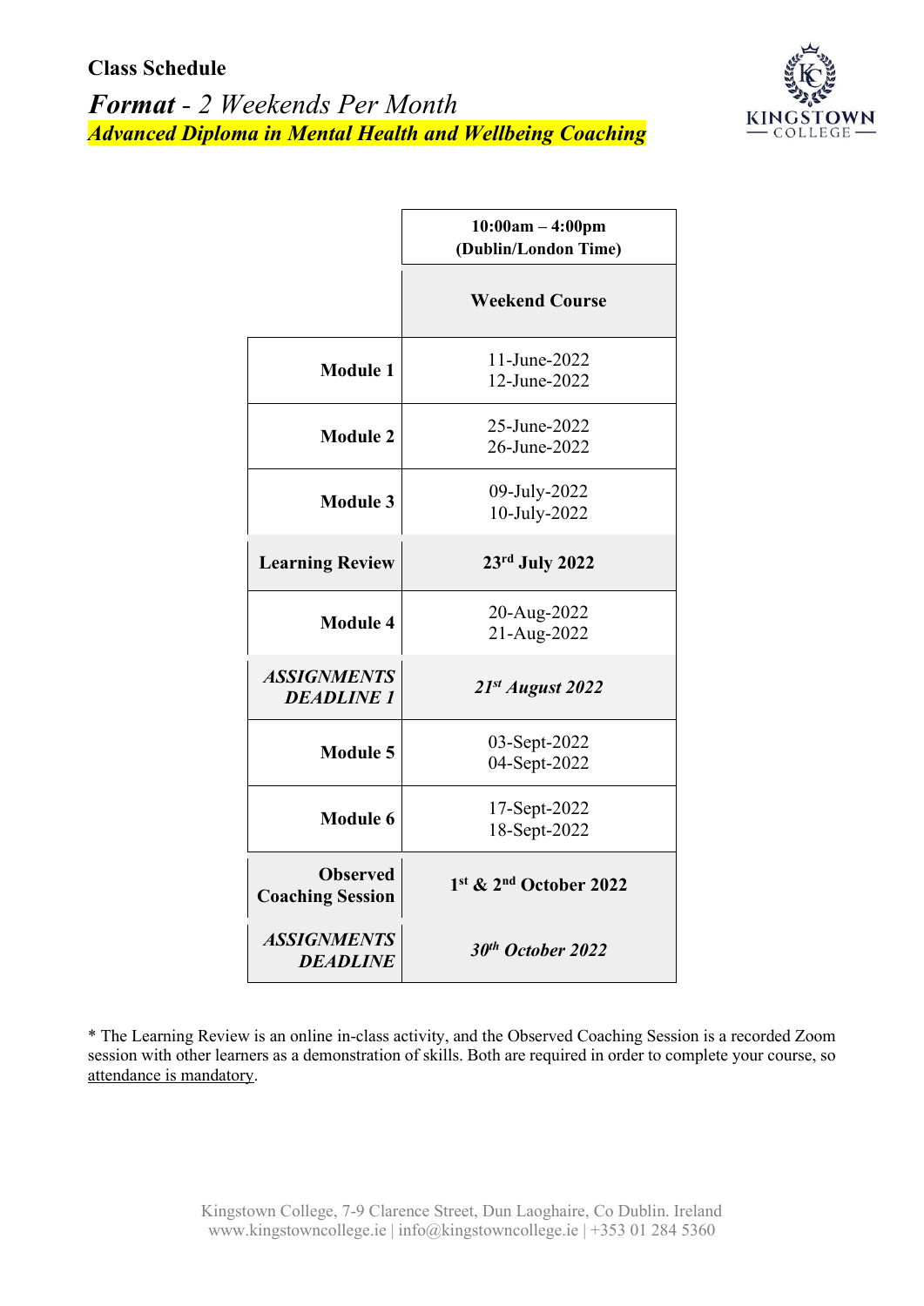**Class Schedule**

***Format** - 2 Weekends Per Month*

***Advanced Diploma in Mental Health and Wellbeing Coaching***

| | **10:00am – 4:00pm (Dublin/London Time)** |
|---|---|
| | **Weekend Course** |
| **Module 1** | 11-June-2022<br>12-June-2022 |
| **Module 2** | 25-June-2022<br>26-June-2022 |
| **Module 3** | 09-July-2022<br>10-July-2022 |
| **Learning Review** | **23rd July 2022** |
| **Module 4** | 20-Aug-2022<br>21-Aug-2022 |
| ***ASSIGNMENTS DEADLINE 1*** | ***21st August 2022*** |
| **Module 5** | 03-Sept-2022<br>04-Sept-2022 |
| **Module 6** | 17-Sept-2022<br>18-Sept-2022 |
| **Observed Coaching Session** | **1st & 2nd October 2022** |
| ***ASSIGNMENTS DEADLINE*** | ***30th October 2022*** |

* The Learning Review is an online in-class activity, and the Observed Coaching Session is a recorded Zoom session with other learners as a demonstration of skills. Both are required in order to complete your course, so attendance is mandatory.

Kingstown College, 7-9 Clarence Street, Dun Laoghaire, Co Dublin. Ireland
www.kingstowncollege.ie | info@kingstowncollege.ie | +353 01 284 5360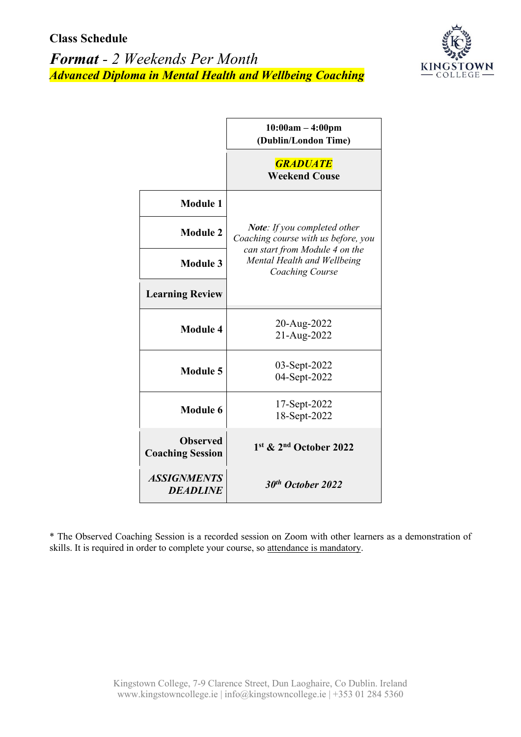**Class Schedule**

***Format** - 2 Weekends Per Month*

***Advanced Diploma in Mental Health and Wellbeing Coaching***

| | 10:00am – 4:00pm (Dublin/London Time) |
|---|---|
| | ***GRADUATE*** **Weekend Couse** |
| **Module 1** | ***Note**: If you completed other Coaching course with us before, you can start from Module 4 on the Mental Health and Wellbeing Coaching Course* |
| **Module 2** | |
| **Module 3** | |
| **Learning Review** | |
| **Module 4** | 20-Aug-2022 21-Aug-2022 |
| **Module 5** | 03-Sept-2022 04-Sept-2022 |
| **Module 6** | 17-Sept-2022 18-Sept-2022 |
| **Observed Coaching Session** | **1st & 2nd October 2022** |
| ***ASSIGNMENTS DEADLINE*** | ***30th October 2022*** |

* The Observed Coaching Session is a recorded session on Zoom with other learners as a demonstration of skills. It is required in order to complete your course, so attendance is mandatory.

Kingstown College, 7-9 Clarence Street, Dun Laoghaire, Co Dublin. Ireland
www.kingstowncollege.ie | info@kingstowncollege.ie | +353 01 284 5360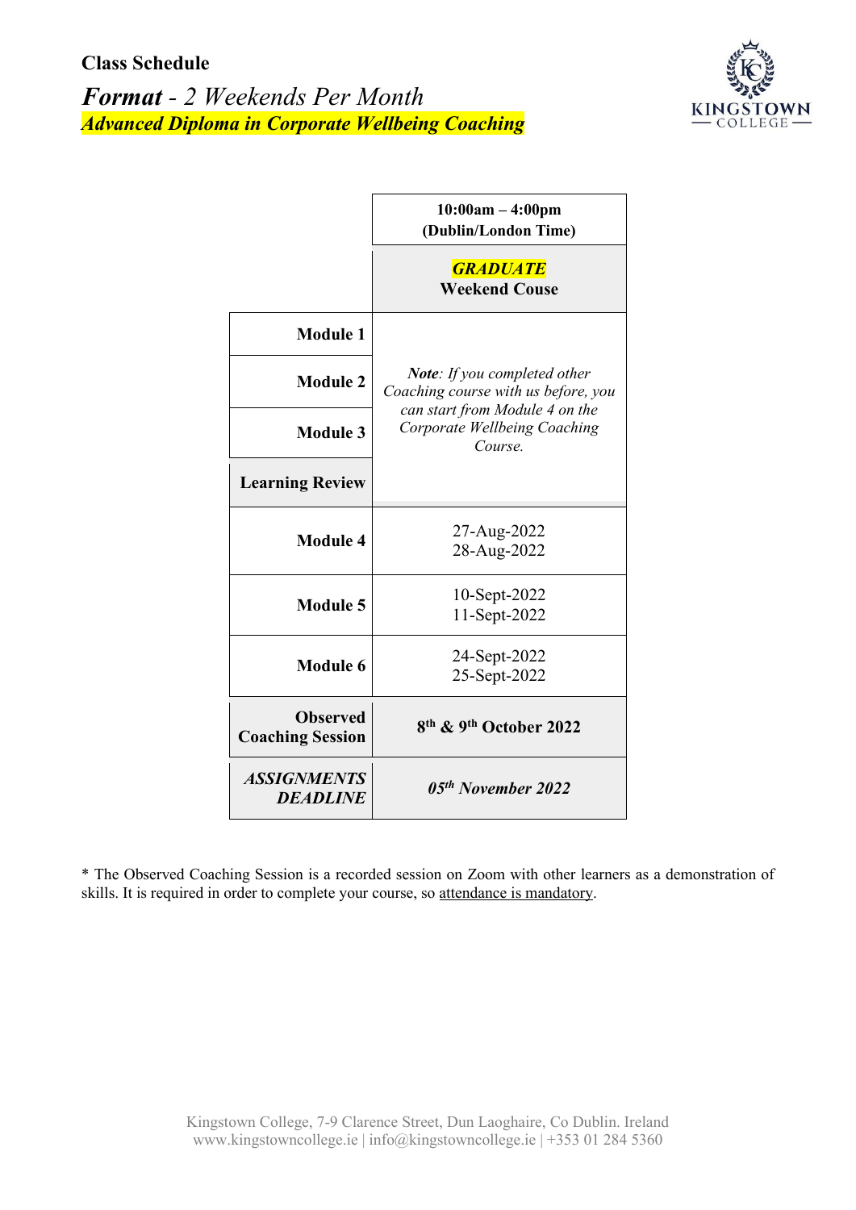**Class Schedule**

***Format*** *- 2 Weekends Per Month*

***Advanced Diploma in Corporate Wellbeing Coaching***

| | **10:00am – 4:00pm (Dublin/London Time)** |
|---|---|
| | ***GRADUATE*** **Weekend Couse** |
| **Module 1** | ***Note****: If you completed other Coaching course with us before, you can start from Module 4 on the Corporate Wellbeing Coaching Course.* |
| **Module 2** | |
| **Module 3** | |
| **Learning Review** | |
| **Module 4** | 27-Aug-2022<br>28-Aug-2022 |
| **Module 5** | 10-Sept-2022<br>11-Sept-2022 |
| **Module 6** | 24-Sept-2022<br>25-Sept-2022 |
| **Observed Coaching Session** | **8th & 9th October 2022** |
| ***ASSIGNMENTS DEADLINE*** | ***05th November 2022*** |

* The Observed Coaching Session is a recorded session on Zoom with other learners as a demonstration of skills. It is required in order to complete your course, so attendance is mandatory.

Kingstown College, 7-9 Clarence Street, Dun Laoghaire, Co Dublin. Ireland
www.kingstowncollege.ie | info@kingstowncollege.ie | +353 01 284 5360